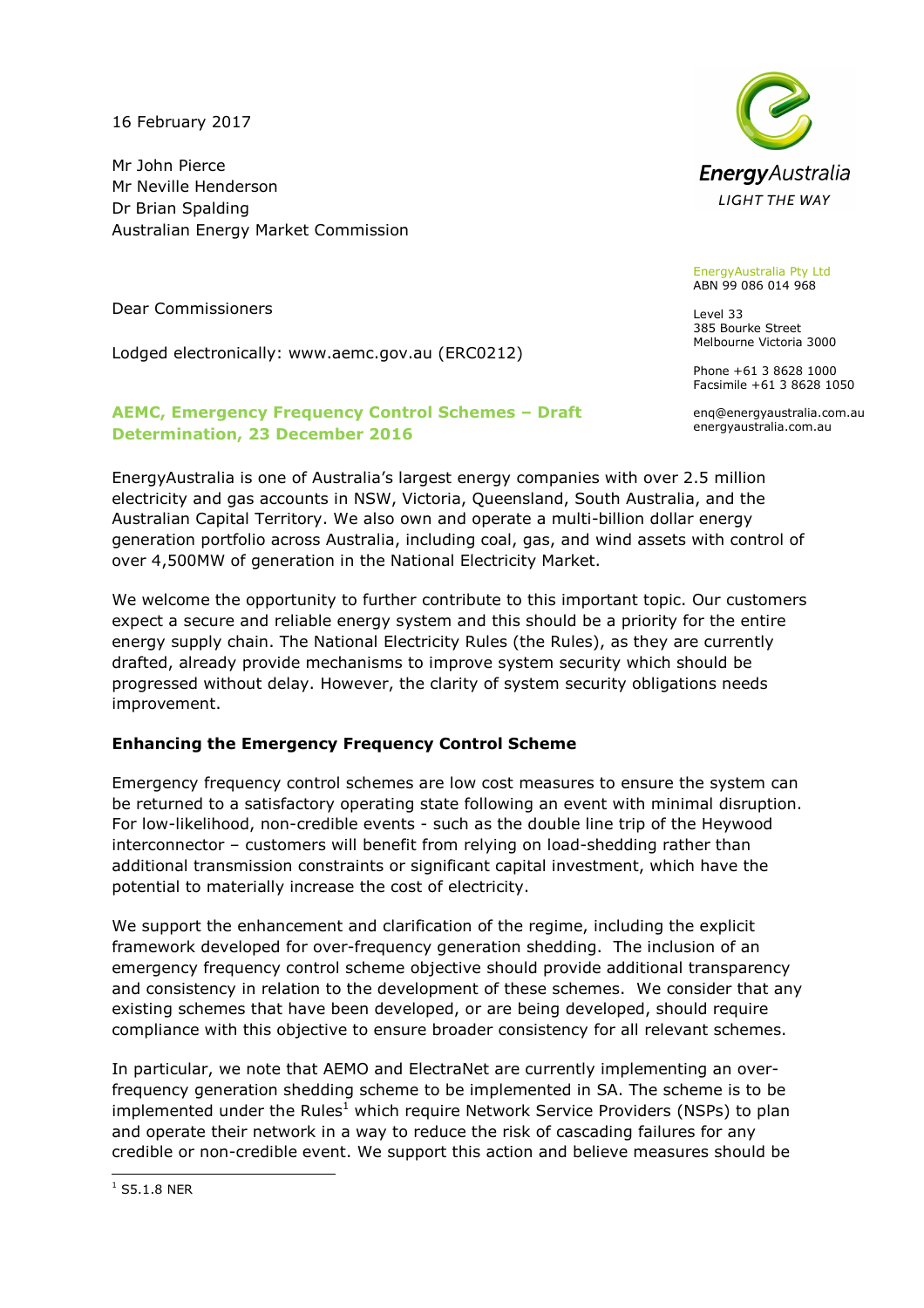16 February 2017

Mr John Pierce
Mr Neville Henderson
Dr Brian Spalding
Australian Energy Market Commission

EnergyAustralia Pty Ltd
ABN 99 086 014 968

Level 33
385 Bourke Street
Melbourne Victoria 3000

Phone +61 3 8628 1000
Facsimile +61 3 8628 1050

enq@energyaustralia.com.au
energyaustralia.com.au

Dear Commissioners

Lodged electronically: www.aemc.gov.au (ERC0212)

**AEMC, Emergency Frequency Control Schemes – Draft Determination, 23 December 2016**

EnergyAustralia is one of Australia's largest energy companies with over 2.5 million electricity and gas accounts in NSW, Victoria, Queensland, South Australia, and the Australian Capital Territory. We also own and operate a multi-billion dollar energy generation portfolio across Australia, including coal, gas, and wind assets with control of over 4,500MW of generation in the National Electricity Market.

We welcome the opportunity to further contribute to this important topic. Our customers expect a secure and reliable energy system and this should be a priority for the entire energy supply chain. The National Electricity Rules (the Rules), as they are currently drafted, already provide mechanisms to improve system security which should be progressed without delay. However, the clarity of system security obligations needs improvement.

**Enhancing the Emergency Frequency Control Scheme**

Emergency frequency control schemes are low cost measures to ensure the system can be returned to a satisfactory operating state following an event with minimal disruption. For low-likelihood, non-credible events - such as the double line trip of the Heywood interconnector – customers will benefit from relying on load-shedding rather than additional transmission constraints or significant capital investment, which have the potential to materially increase the cost of electricity.

We support the enhancement and clarification of the regime, including the explicit framework developed for over-frequency generation shedding. The inclusion of an emergency frequency control scheme objective should provide additional transparency and consistency in relation to the development of these schemes. We consider that any existing schemes that have been developed, or are being developed, should require compliance with this objective to ensure broader consistency for all relevant schemes.

In particular, we note that AEMO and ElectraNet are currently implementing an over-frequency generation shedding scheme to be implemented in SA. The scheme is to be implemented under the Rules[1] which require Network Service Providers (NSPs) to plan and operate their network in a way to reduce the risk of cascading failures for any credible or non-credible event. We support this action and believe measures should be

[1] S5.1.8 NER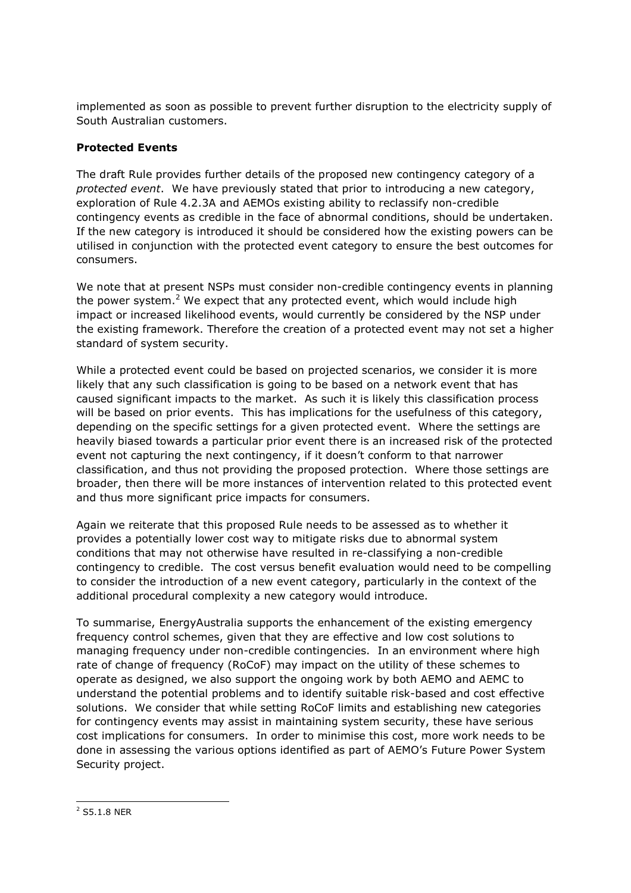implemented as soon as possible to prevent further disruption to the electricity supply of South Australian customers.

**Protected Events**

The draft Rule provides further details of the proposed new contingency category of a *protected event*. We have previously stated that prior to introducing a new category, exploration of Rule 4.2.3A and AEMOs existing ability to reclassify non-credible contingency events as credible in the face of abnormal conditions, should be undertaken. If the new category is introduced it should be considered how the existing powers can be utilised in conjunction with the protected event category to ensure the best outcomes for consumers.

We note that at present NSPs must consider non-credible contingency events in planning the power system.[2] We expect that any protected event, which would include high impact or increased likelihood events, would currently be considered by the NSP under the existing framework. Therefore the creation of a protected event may not set a higher standard of system security.

While a protected event could be based on projected scenarios, we consider it is more likely that any such classification is going to be based on a network event that has caused significant impacts to the market. As such it is likely this classification process will be based on prior events. This has implications for the usefulness of this category, depending on the specific settings for a given protected event. Where the settings are heavily biased towards a particular prior event there is an increased risk of the protected event not capturing the next contingency, if it doesn't conform to that narrower classification, and thus not providing the proposed protection. Where those settings are broader, then there will be more instances of intervention related to this protected event and thus more significant price impacts for consumers.

Again we reiterate that this proposed Rule needs to be assessed as to whether it provides a potentially lower cost way to mitigate risks due to abnormal system conditions that may not otherwise have resulted in re-classifying a non-credible contingency to credible. The cost versus benefit evaluation would need to be compelling to consider the introduction of a new event category, particularly in the context of the additional procedural complexity a new category would introduce.

To summarise, EnergyAustralia supports the enhancement of the existing emergency frequency control schemes, given that they are effective and low cost solutions to managing frequency under non-credible contingencies. In an environment where high rate of change of frequency (RoCoF) may impact on the utility of these schemes to operate as designed, we also support the ongoing work by both AEMO and AEMC to understand the potential problems and to identify suitable risk-based and cost effective solutions. We consider that while setting RoCoF limits and establishing new categories for contingency events may assist in maintaining system security, these have serious cost implications for consumers. In order to minimise this cost, more work needs to be done in assessing the various options identified as part of AEMO's Future Power System Security project.

[2] S5.1.8 NER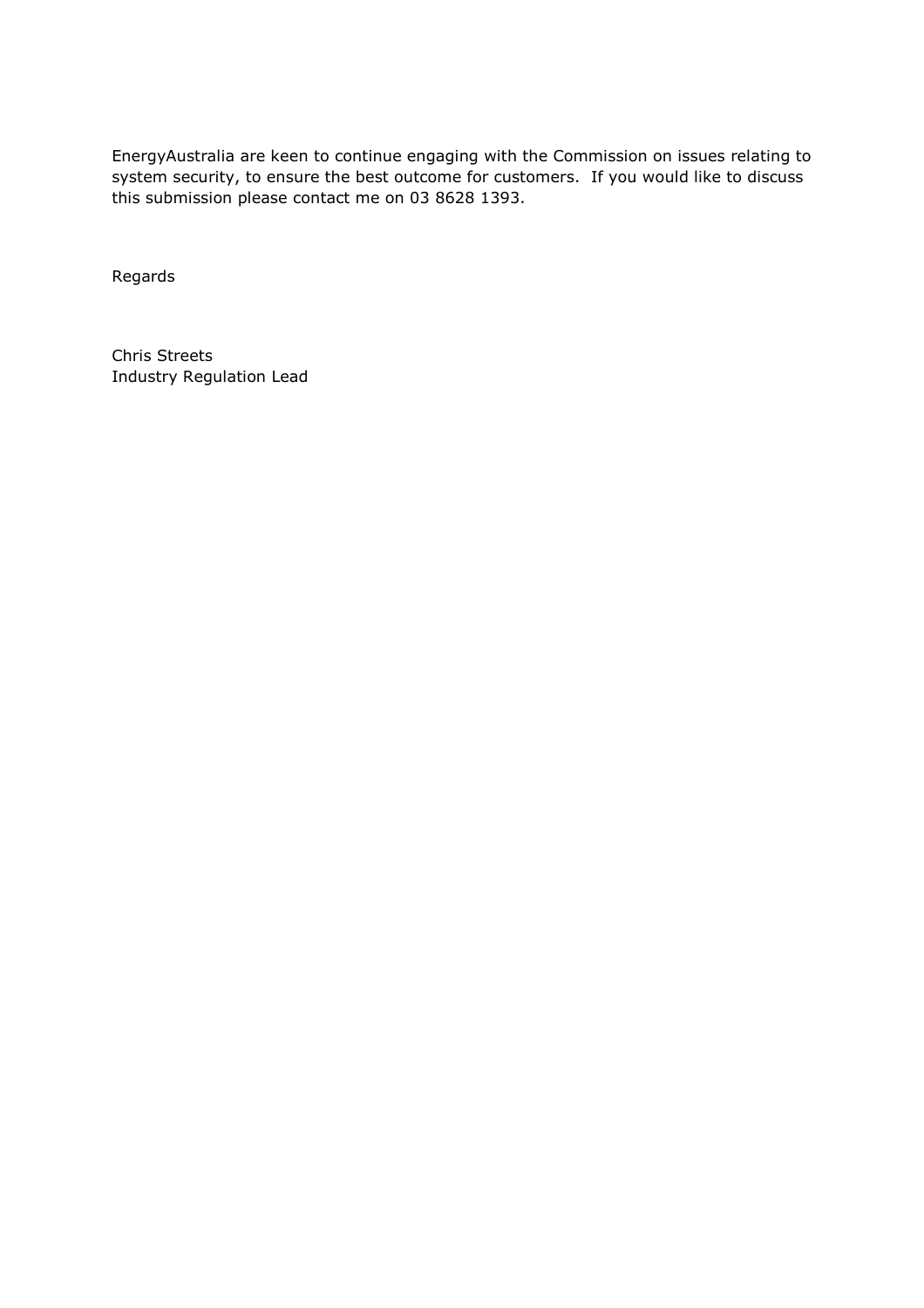EnergyAustralia are keen to continue engaging with the Commission on issues relating to system security, to ensure the best outcome for customers. If you would like to discuss this submission please contact me on 03 8628 1393.

Regards

Chris Streets
Industry Regulation Lead